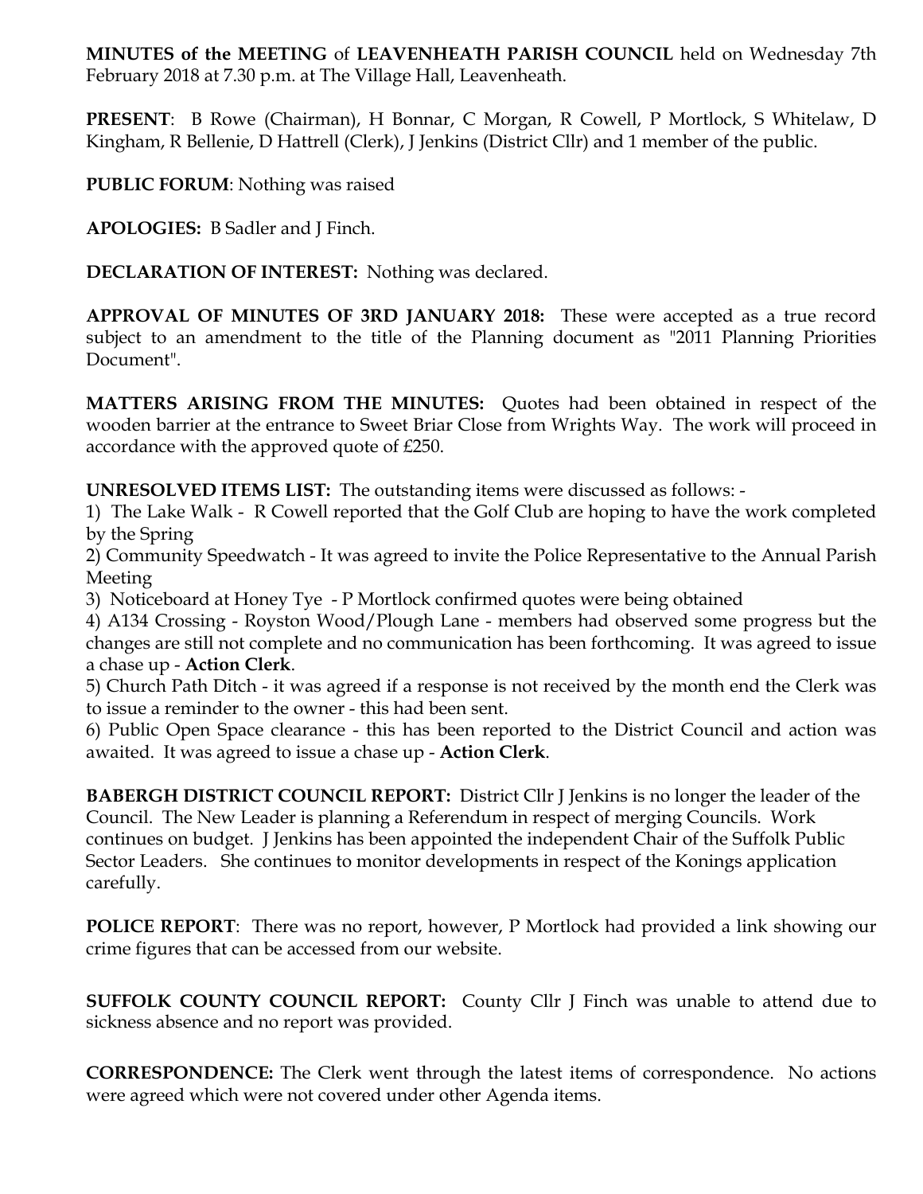**MINUTES of the MEETING** of **LEAVENHEATH PARISH COUNCIL** held on Wednesday 7th February 2018 at 7.30 p.m. at The Village Hall, Leavenheath.

**PRESENT**: B Rowe (Chairman), H Bonnar, C Morgan, R Cowell, P Mortlock, S Whitelaw, D Kingham, R Bellenie, D Hattrell (Clerk), J Jenkins (District Cllr) and 1 member of the public.

**PUBLIC FORUM**: Nothing was raised

**APOLOGIES:** B Sadler and J Finch.

**DECLARATION OF INTEREST:** Nothing was declared.

**APPROVAL OF MINUTES OF 3RD JANUARY 2018:** These were accepted as a true record subject to an amendment to the title of the Planning document as "2011 Planning Priorities Document".

**MATTERS ARISING FROM THE MINUTES:** Quotes had been obtained in respect of the wooden barrier at the entrance to Sweet Briar Close from Wrights Way. The work will proceed in accordance with the approved quote of £250.

**UNRESOLVED ITEMS LIST:** The outstanding items were discussed as follows: -

1) The Lake Walk - R Cowell reported that the Golf Club are hoping to have the work completed by the Spring
2) Community Speedwatch - It was agreed to invite the Police Representative to the Annual Parish Meeting
3) Noticeboard at Honey Tye - P Mortlock confirmed quotes were being obtained
4) A134 Crossing - Royston Wood/Plough Lane - members had observed some progress but the changes are still not complete and no communication has been forthcoming. It was agreed to issue a chase up - **Action Clerk**.
5) Church Path Ditch - it was agreed if a response is not received by the month end the Clerk was to issue a reminder to the owner - this had been sent.
6) Public Open Space clearance - this has been reported to the District Council and action was awaited. It was agreed to issue a chase up - **Action Clerk**.

**BABERGH DISTRICT COUNCIL REPORT:** District Cllr J Jenkins is no longer the leader of the Council. The New Leader is planning a Referendum in respect of merging Councils. Work continues on budget. J Jenkins has been appointed the independent Chair of the Suffolk Public Sector Leaders. She continues to monitor developments in respect of the Konings application carefully.

**POLICE REPORT**: There was no report, however, P Mortlock had provided a link showing our crime figures that can be accessed from our website.

**SUFFOLK COUNTY COUNCIL REPORT:** County Cllr J Finch was unable to attend due to sickness absence and no report was provided.

**CORRESPONDENCE:** The Clerk went through the latest items of correspondence. No actions were agreed which were not covered under other Agenda items.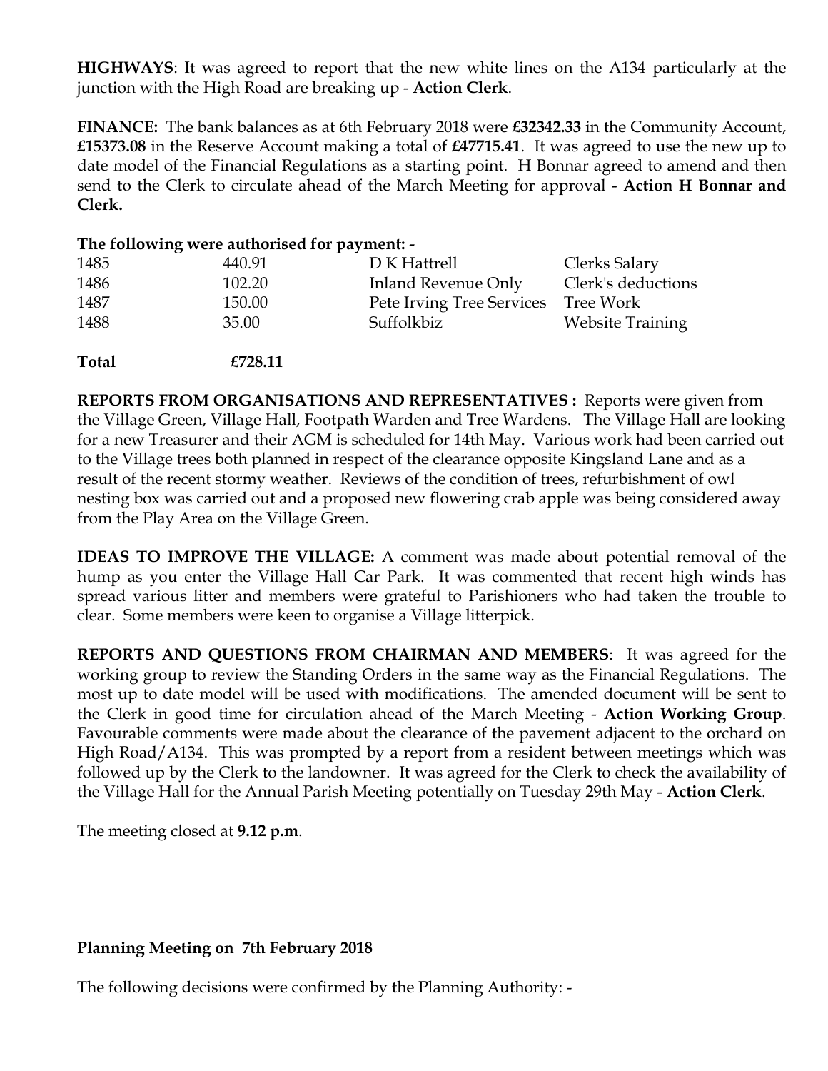**HIGHWAYS**: It was agreed to report that the new white lines on the A134 particularly at the junction with the High Road are breaking up - **Action Clerk**.

**FINANCE:** The bank balances as at 6th February 2018 were **£32342.33** in the Community Account, **£15373.08** in the Reserve Account making a total of **£47715.41**. It was agreed to use the new up to date model of the Financial Regulations as a starting point. H Bonnar agreed to amend and then send to the Clerk to circulate ahead of the March Meeting for approval - **Action H Bonnar and Clerk.**

**The following were authorised for payment: -**

| | | | |
|---|---|---|---|
| 1485 | 440.91 | D K Hattrell | Clerks Salary |
| 1486 | 102.20 | Inland Revenue Only | Clerk's deductions |
| 1487 | 150.00 | Pete Irving Tree Services | Tree Work |
| 1488 | 35.00 | Suffolkbiz | Website Training |
| **Total** | **£728.11** | | |

**REPORTS FROM ORGANISATIONS AND REPRESENTATIVES :** Reports were given from the Village Green, Village Hall, Footpath Warden and Tree Wardens. The Village Hall are looking for a new Treasurer and their AGM is scheduled for 14th May. Various work had been carried out to the Village trees both planned in respect of the clearance opposite Kingsland Lane and as a result of the recent stormy weather. Reviews of the condition of trees, refurbishment of owl nesting box was carried out and a proposed new flowering crab apple was being considered away from the Play Area on the Village Green.

**IDEAS TO IMPROVE THE VILLAGE:** A comment was made about potential removal of the hump as you enter the Village Hall Car Park. It was commented that recent high winds has spread various litter and members were grateful to Parishioners who had taken the trouble to clear. Some members were keen to organise a Village litterpick.

**REPORTS AND QUESTIONS FROM CHAIRMAN AND MEMBERS**: It was agreed for the working group to review the Standing Orders in the same way as the Financial Regulations. The most up to date model will be used with modifications. The amended document will be sent to the Clerk in good time for circulation ahead of the March Meeting - **Action Working Group**. Favourable comments were made about the clearance of the pavement adjacent to the orchard on High Road/A134. This was prompted by a report from a resident between meetings which was followed up by the Clerk to the landowner. It was agreed for the Clerk to check the availability of the Village Hall for the Annual Parish Meeting potentially on Tuesday 29th May - **Action Clerk**.

The meeting closed at **9.12 p.m**.

**Planning Meeting on 7th February 2018**

The following decisions were confirmed by the Planning Authority: -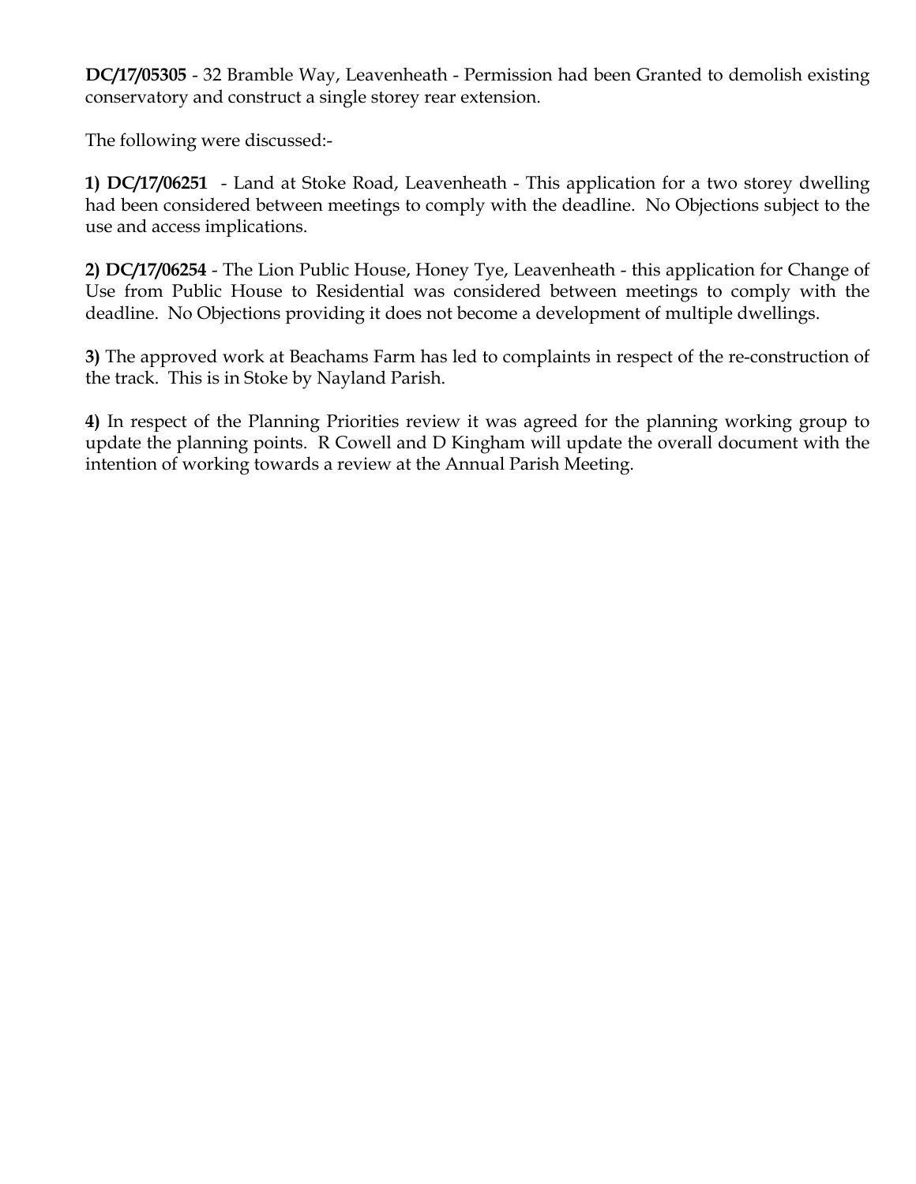**DC/17/05305** - 32 Bramble Way, Leavenheath - Permission had been Granted to demolish existing conservatory and construct a single storey rear extension.

The following were discussed:-

**1) DC/17/06251** - Land at Stoke Road, Leavenheath - This application for a two storey dwelling had been considered between meetings to comply with the deadline. No Objections subject to the use and access implications.

**2) DC/17/06254** - The Lion Public House, Honey Tye, Leavenheath - this application for Change of Use from Public House to Residential was considered between meetings to comply with the deadline. No Objections providing it does not become a development of multiple dwellings.

**3)** The approved work at Beachams Farm has led to complaints in respect of the re-construction of the track. This is in Stoke by Nayland Parish.

**4)** In respect of the Planning Priorities review it was agreed for the planning working group to update the planning points. R Cowell and D Kingham will update the overall document with the intention of working towards a review at the Annual Parish Meeting.